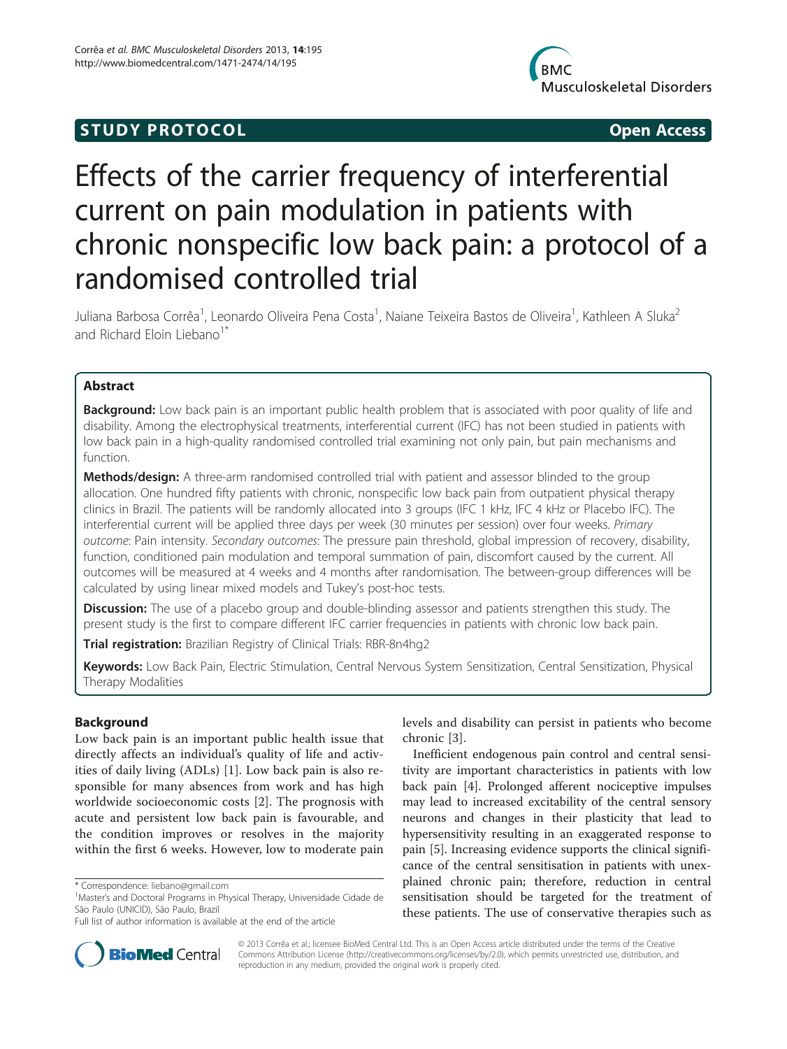STUDY PROTOCOL Open Access

# Effects of the carrier frequency of interferential current on pain modulation in patients with chronic nonspecific low back pain: a protocol of a randomised controlled trial

Juliana Barbosa Corrêa[1], Leonardo Oliveira Pena Costa[1], Naiane Teixeira Bastos de Oliveira[1], Kathleen A Sluka[2] and Richard Eloin Liebano[1*]

## Abstract

**Background:** Low back pain is an important public health problem that is associated with poor quality of life and disability. Among the electrophysical treatments, interferential current (IFC) has not been studied in patients with low back pain in a high-quality randomised controlled trial examining not only pain, but pain mechanisms and function.

**Methods/design:** A three-arm randomised controlled trial with patient and assessor blinded to the group allocation. One hundred fifty patients with chronic, nonspecific low back pain from outpatient physical therapy clinics in Brazil. The patients will be randomly allocated into 3 groups (IFC 1 kHz, IFC 4 kHz or Placebo IFC). The interferential current will be applied three days per week (30 minutes per session) over four weeks. *Primary outcome*: Pain intensity. *Secondary outcomes*: The pressure pain threshold, global impression of recovery, disability, function, conditioned pain modulation and temporal summation of pain, discomfort caused by the current. All outcomes will be measured at 4 weeks and 4 months after randomisation. The between-group differences will be calculated by using linear mixed models and Tukey's post-hoc tests.

**Discussion:** The use of a placebo group and double-blinding assessor and patients strengthen this study. The present study is the first to compare different IFC carrier frequencies in patients with chronic low back pain.

**Trial registration:** Brazilian Registry of Clinical Trials: RBR-8n4hg2

**Keywords:** Low Back Pain, Electric Stimulation, Central Nervous System Sensitization, Central Sensitization, Physical Therapy Modalities

## Background

Low back pain is an important public health issue that directly affects an individual's quality of life and activities of daily living (ADLs) [1]. Low back pain is also responsible for many absences from work and has high worldwide socioeconomic costs [2]. The prognosis with acute and persistent low back pain is favourable, and the condition improves or resolves in the majority within the first 6 weeks. However, low to moderate pain levels and disability can persist in patients who become chronic [3].

Inefficient endogenous pain control and central sensitivity are important characteristics in patients with low back pain [4]. Prolonged afferent nociceptive impulses may lead to increased excitability of the central sensory neurons and changes in their plasticity that lead to hypersensitivity resulting in an exaggerated response to pain [5]. Increasing evidence supports the clinical significance of the central sensitisation in patients with unexplained chronic pain; therefore, reduction in central sensitisation should be targeted for the treatment of these patients. The use of conservative therapies such as

\* Correspondence: liebano@gmail.com
[1]Master's and Doctoral Programs in Physical Therapy, Universidade Cidade de São Paulo (UNICID), São Paulo, Brazil
Full list of author information is available at the end of the article

© 2013 Corrêa et al.; licensee BioMed Central Ltd. This is an Open Access article distributed under the terms of the Creative Commons Attribution License (http://creativecommons.org/licenses/by/2.0), which permits unrestricted use, distribution, and reproduction in any medium, provided the original work is properly cited.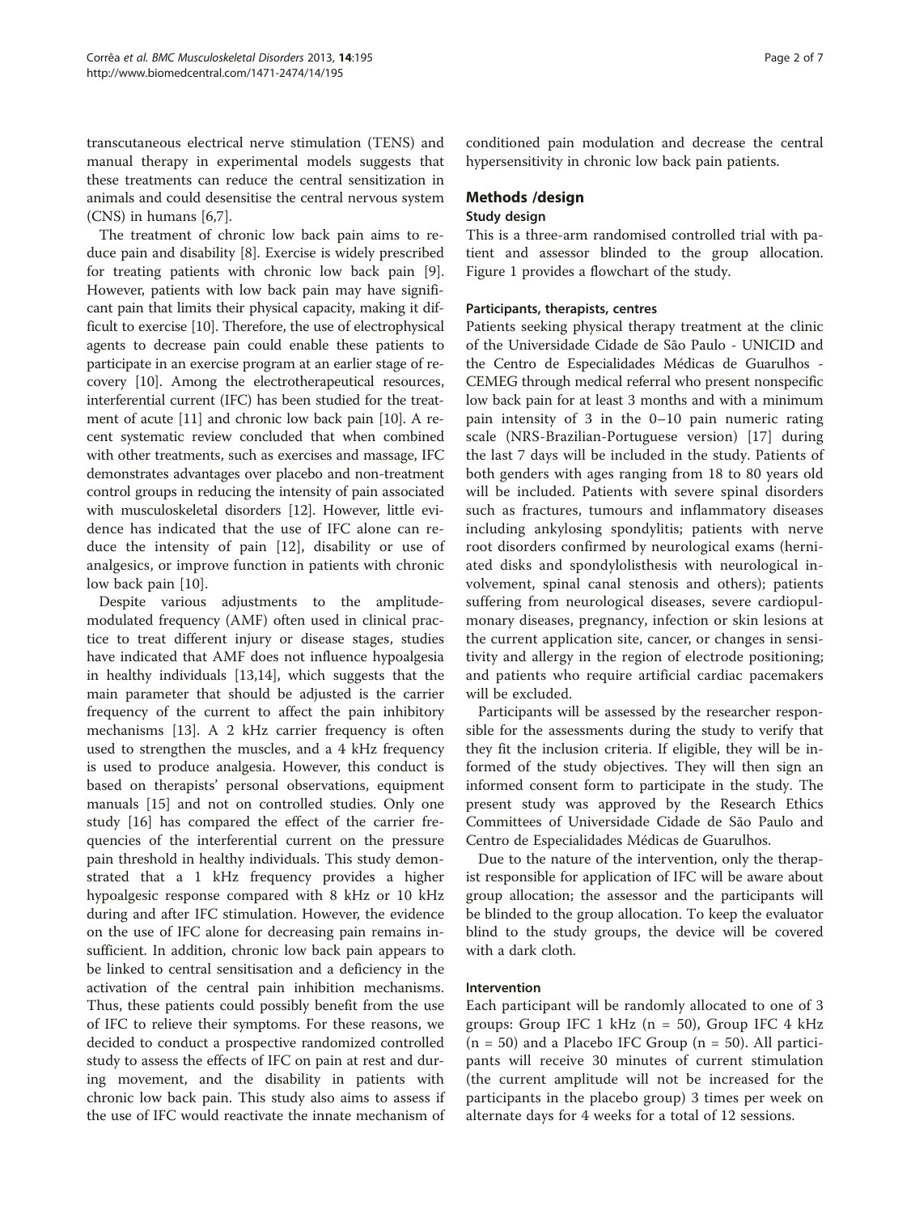transcutaneous electrical nerve stimulation (TENS) and manual therapy in experimental models suggests that these treatments can reduce the central sensitization in animals and could desensitise the central nervous system (CNS) in humans [6,7].

The treatment of chronic low back pain aims to reduce pain and disability [8]. Exercise is widely prescribed for treating patients with chronic low back pain [9]. However, patients with low back pain may have significant pain that limits their physical capacity, making it difficult to exercise [10]. Therefore, the use of electrophysical agents to decrease pain could enable these patients to participate in an exercise program at an earlier stage of recovery [10]. Among the electrotherapeutical resources, interferential current (IFC) has been studied for the treatment of acute [11] and chronic low back pain [10]. A recent systematic review concluded that when combined with other treatments, such as exercises and massage, IFC demonstrates advantages over placebo and non-treatment control groups in reducing the intensity of pain associated with musculoskeletal disorders [12]. However, little evidence has indicated that the use of IFC alone can reduce the intensity of pain [12], disability or use of analgesics, or improve function in patients with chronic low back pain [10].

Despite various adjustments to the amplitude-modulated frequency (AMF) often used in clinical practice to treat different injury or disease stages, studies have indicated that AMF does not influence hypoalgesia in healthy individuals [13,14], which suggests that the main parameter that should be adjusted is the carrier frequency of the current to affect the pain inhibitory mechanisms [13]. A 2 kHz carrier frequency is often used to strengthen the muscles, and a 4 kHz frequency is used to produce analgesia. However, this conduct is based on therapists' personal observations, equipment manuals [15] and not on controlled studies. Only one study [16] has compared the effect of the carrier frequencies of the interferential current on the pressure pain threshold in healthy individuals. This study demonstrated that a 1 kHz frequency provides a higher hypoalgesic response compared with 8 kHz or 10 kHz during and after IFC stimulation. However, the evidence on the use of IFC alone for decreasing pain remains insufficient. In addition, chronic low back pain appears to be linked to central sensitisation and a deficiency in the activation of the central pain inhibition mechanisms. Thus, these patients could possibly benefit from the use of IFC to relieve their symptoms. For these reasons, we decided to conduct a prospective randomized controlled study to assess the effects of IFC on pain at rest and during movement, and the disability in patients with chronic low back pain. This study also aims to assess if the use of IFC would reactivate the innate mechanism of conditioned pain modulation and decrease the central hypersensitivity in chronic low back pain patients.

## Methods /design

### Study design

This is a three-arm randomised controlled trial with patient and assessor blinded to the group allocation. Figure 1 provides a flowchart of the study.

#### Participants, therapists, centres

Patients seeking physical therapy treatment at the clinic of the Universidade Cidade de São Paulo - UNICID and the Centro de Especialidades Médicas de Guarulhos - CEMEG through medical referral who present nonspecific low back pain for at least 3 months and with a minimum pain intensity of 3 in the 0–10 pain numeric rating scale (NRS-Brazilian-Portuguese version) [17] during the last 7 days will be included in the study. Patients of both genders with ages ranging from 18 to 80 years old will be included. Patients with severe spinal disorders such as fractures, tumours and inflammatory diseases including ankylosing spondylitis; patients with nerve root disorders confirmed by neurological exams (herniated disks and spondylolisthesis with neurological involvement, spinal canal stenosis and others); patients suffering from neurological diseases, severe cardiopulmonary diseases, pregnancy, infection or skin lesions at the current application site, cancer, or changes in sensitivity and allergy in the region of electrode positioning; and patients who require artificial cardiac pacemakers will be excluded.

Participants will be assessed by the researcher responsible for the assessments during the study to verify that they fit the inclusion criteria. If eligible, they will be informed of the study objectives. They will then sign an informed consent form to participate in the study. The present study was approved by the Research Ethics Committees of Universidade Cidade de São Paulo and Centro de Especialidades Médicas de Guarulhos.

Due to the nature of the intervention, only the therapist responsible for application of IFC will be aware about group allocation; the assessor and the participants will be blinded to the group allocation. To keep the evaluator blind to the study groups, the device will be covered with a dark cloth.

#### Intervention

Each participant will be randomly allocated to one of 3 groups: Group IFC 1 kHz (n = 50), Group IFC 4 kHz (n = 50) and a Placebo IFC Group (n = 50). All participants will receive 30 minutes of current stimulation (the current amplitude will not be increased for the participants in the placebo group) 3 times per week on alternate days for 4 weeks for a total of 12 sessions.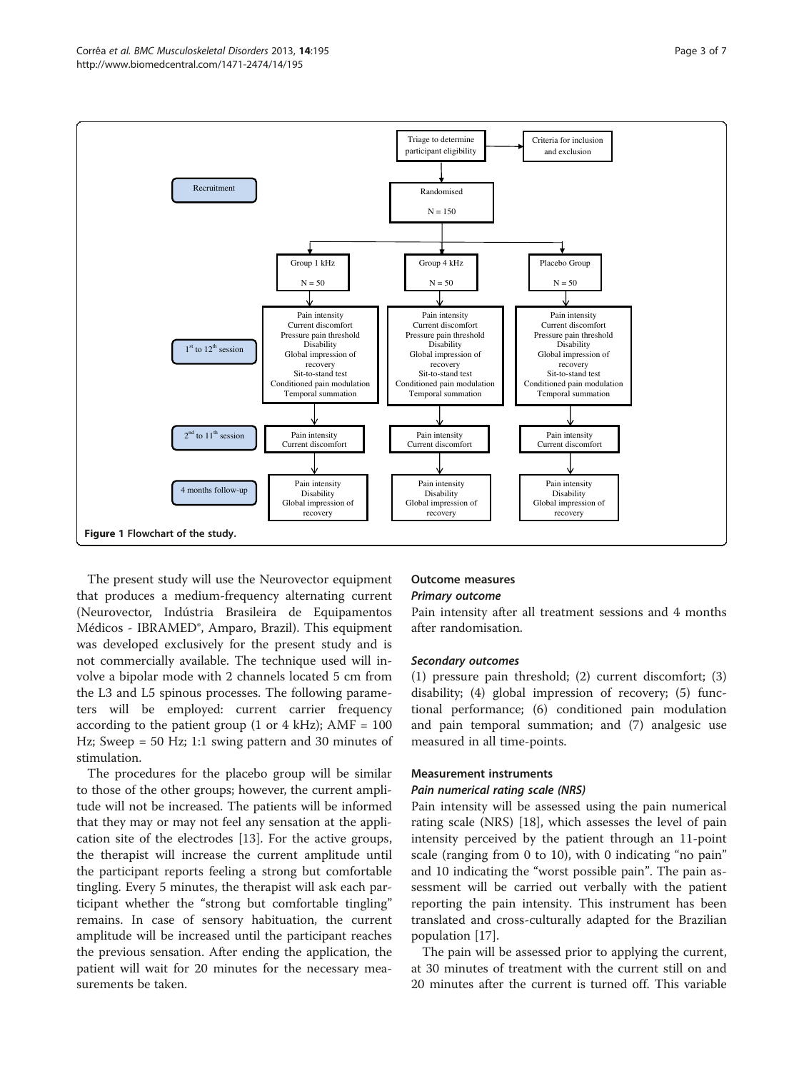Figure 1 Flowchart of the study.

The present study will use the Neurovector equipment that produces a medium-frequency alternating current (Neurovector, Indústria Brasileira de Equipamentos Médicos - IBRAMED®, Amparo, Brazil). This equipment was developed exclusively for the present study and is not commercially available. The technique used will involve a bipolar mode with 2 channels located 5 cm from the L3 and L5 spinous processes. The following parameters will be employed: current carrier frequency according to the patient group (1 or 4 kHz); AMF = 100 Hz; Sweep = 50 Hz; 1:1 swing pattern and 30 minutes of stimulation.

The procedures for the placebo group will be similar to those of the other groups; however, the current amplitude will not be increased. The patients will be informed that they may or may not feel any sensation at the application site of the electrodes [13]. For the active groups, the therapist will increase the current amplitude until the participant reports feeling a strong but comfortable tingling. Every 5 minutes, the therapist will ask each participant whether the "strong but comfortable tingling" remains. In case of sensory habituation, the current amplitude will be increased until the participant reaches the previous sensation. After ending the application, the patient will wait for 20 minutes for the necessary measurements be taken.

## Outcome measures

### Primary outcome

Pain intensity after all treatment sessions and 4 months after randomisation.

### Secondary outcomes

(1) pressure pain threshold; (2) current discomfort; (3) disability; (4) global impression of recovery; (5) functional performance; (6) conditioned pain modulation and pain temporal summation; and (7) analgesic use measured in all time-points.

## Measurement instruments

### Pain numerical rating scale (NRS)

Pain intensity will be assessed using the pain numerical rating scale (NRS) [18], which assesses the level of pain intensity perceived by the patient through an 11-point scale (ranging from 0 to 10), with 0 indicating "no pain" and 10 indicating the "worst possible pain". The pain assessment will be carried out verbally with the patient reporting the pain intensity. This instrument has been translated and cross-culturally adapted for the Brazilian population [17].

The pain will be assessed prior to applying the current, at 30 minutes of treatment with the current still on and 20 minutes after the current is turned off. This variable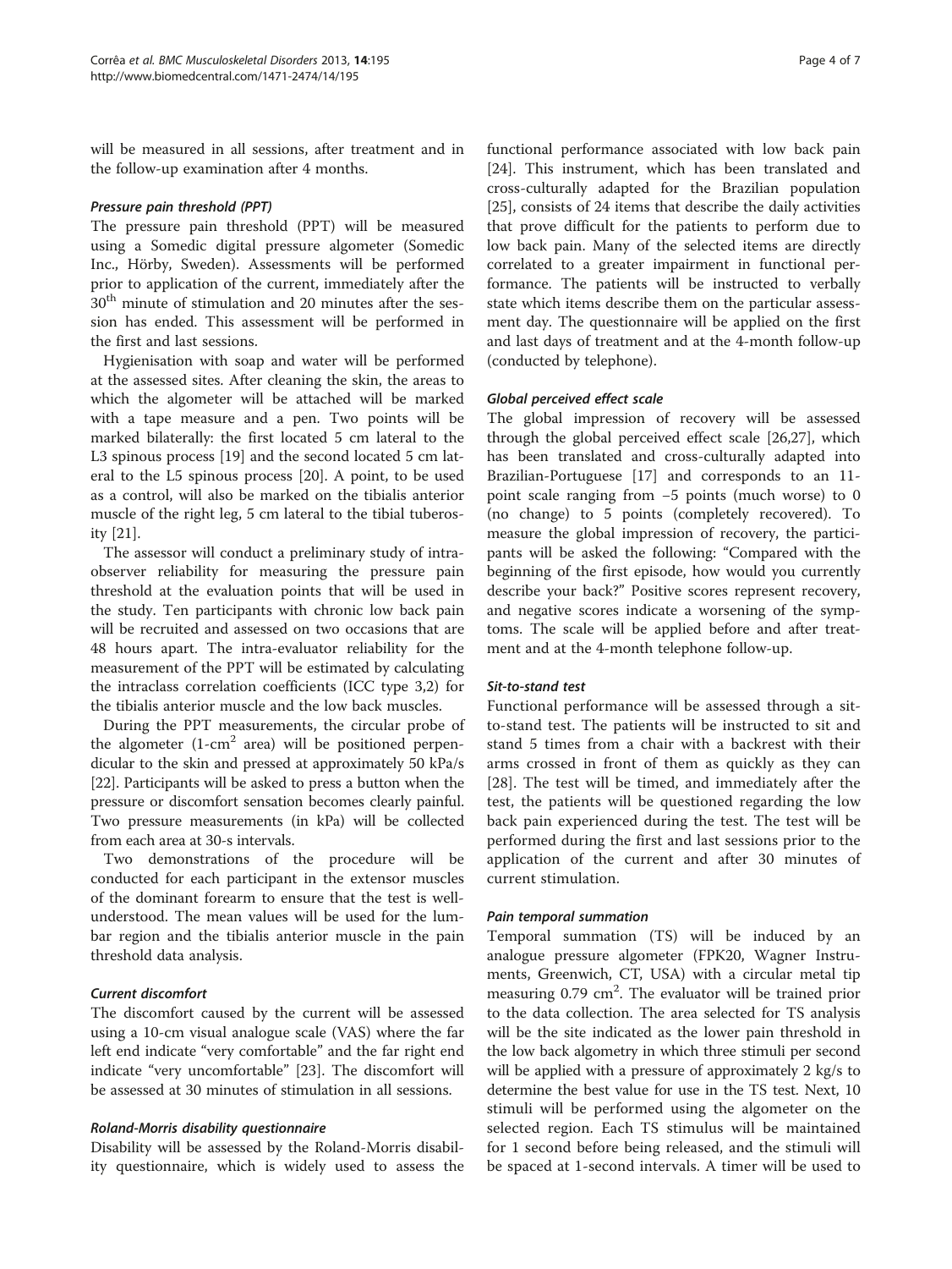will be measured in all sessions, after treatment and in the follow-up examination after 4 months.

#### *Pressure pain threshold (PPT)*

The pressure pain threshold (PPT) will be measured using a Somedic digital pressure algometer (Somedic Inc., Hörby, Sweden). Assessments will be performed prior to application of the current, immediately after the 30[th] minute of stimulation and 20 minutes after the session has ended. This assessment will be performed in the first and last sessions.

Hygienisation with soap and water will be performed at the assessed sites. After cleaning the skin, the areas to which the algometer will be attached will be marked with a tape measure and a pen. Two points will be marked bilaterally: the first located 5 cm lateral to the L3 spinous process [19] and the second located 5 cm lateral to the L5 spinous process [20]. A point, to be used as a control, will also be marked on the tibialis anterior muscle of the right leg, 5 cm lateral to the tibial tuberosity [21].

The assessor will conduct a preliminary study of intra-observer reliability for measuring the pressure pain threshold at the evaluation points that will be used in the study. Ten participants with chronic low back pain will be recruited and assessed on two occasions that are 48 hours apart. The intra-evaluator reliability for the measurement of the PPT will be estimated by calculating the intraclass correlation coefficients (ICC type 3,2) for the tibialis anterior muscle and the low back muscles.

During the PPT measurements, the circular probe of the algometer (1-cm$^2$ area) will be positioned perpendicular to the skin and pressed at approximately 50 kPa/s [22]. Participants will be asked to press a button when the pressure or discomfort sensation becomes clearly painful. Two pressure measurements (in kPa) will be collected from each area at 30-s intervals.

Two demonstrations of the procedure will be conducted for each participant in the extensor muscles of the dominant forearm to ensure that the test is well-understood. The mean values will be used for the lumbar region and the tibialis anterior muscle in the pain threshold data analysis.

#### *Current discomfort*

The discomfort caused by the current will be assessed using a 10-cm visual analogue scale (VAS) where the far left end indicate "very comfortable" and the far right end indicate "very uncomfortable" [23]. The discomfort will be assessed at 30 minutes of stimulation in all sessions.

#### *Roland-Morris disability questionnaire*

Disability will be assessed by the Roland-Morris disability questionnaire, which is widely used to assess the functional performance associated with low back pain [24]. This instrument, which has been translated and cross-culturally adapted for the Brazilian population [25], consists of 24 items that describe the daily activities that prove difficult for the patients to perform due to low back pain. Many of the selected items are directly correlated to a greater impairment in functional performance. The patients will be instructed to verbally state which items describe them on the particular assessment day. The questionnaire will be applied on the first and last days of treatment and at the 4-month follow-up (conducted by telephone).

#### *Global perceived effect scale*

The global impression of recovery will be assessed through the global perceived effect scale [26,27], which has been translated and cross-culturally adapted into Brazilian-Portuguese [17] and corresponds to an 11-point scale ranging from −5 points (much worse) to 0 (no change) to 5 points (completely recovered). To measure the global impression of recovery, the participants will be asked the following: "Compared with the beginning of the first episode, how would you currently describe your back?" Positive scores represent recovery, and negative scores indicate a worsening of the symptoms. The scale will be applied before and after treatment and at the 4-month telephone follow-up.

#### *Sit-to-stand test*

Functional performance will be assessed through a sit-to-stand test. The patients will be instructed to sit and stand 5 times from a chair with a backrest with their arms crossed in front of them as quickly as they can [28]. The test will be timed, and immediately after the test, the patients will be questioned regarding the low back pain experienced during the test. The test will be performed during the first and last sessions prior to the application of the current and after 30 minutes of current stimulation.

#### *Pain temporal summation*

Temporal summation (TS) will be induced by an analogue pressure algometer (FPK20, Wagner Instruments, Greenwich, CT, USA) with a circular metal tip measuring 0.79 cm$^2$. The evaluator will be trained prior to the data collection. The area selected for TS analysis will be the site indicated as the lower pain threshold in the low back algometry in which three stimuli per second will be applied with a pressure of approximately 2 kg/s to determine the best value for use in the TS test. Next, 10 stimuli will be performed using the algometer on the selected region. Each TS stimulus will be maintained for 1 second before being released, and the stimuli will be spaced at 1-second intervals. A timer will be used to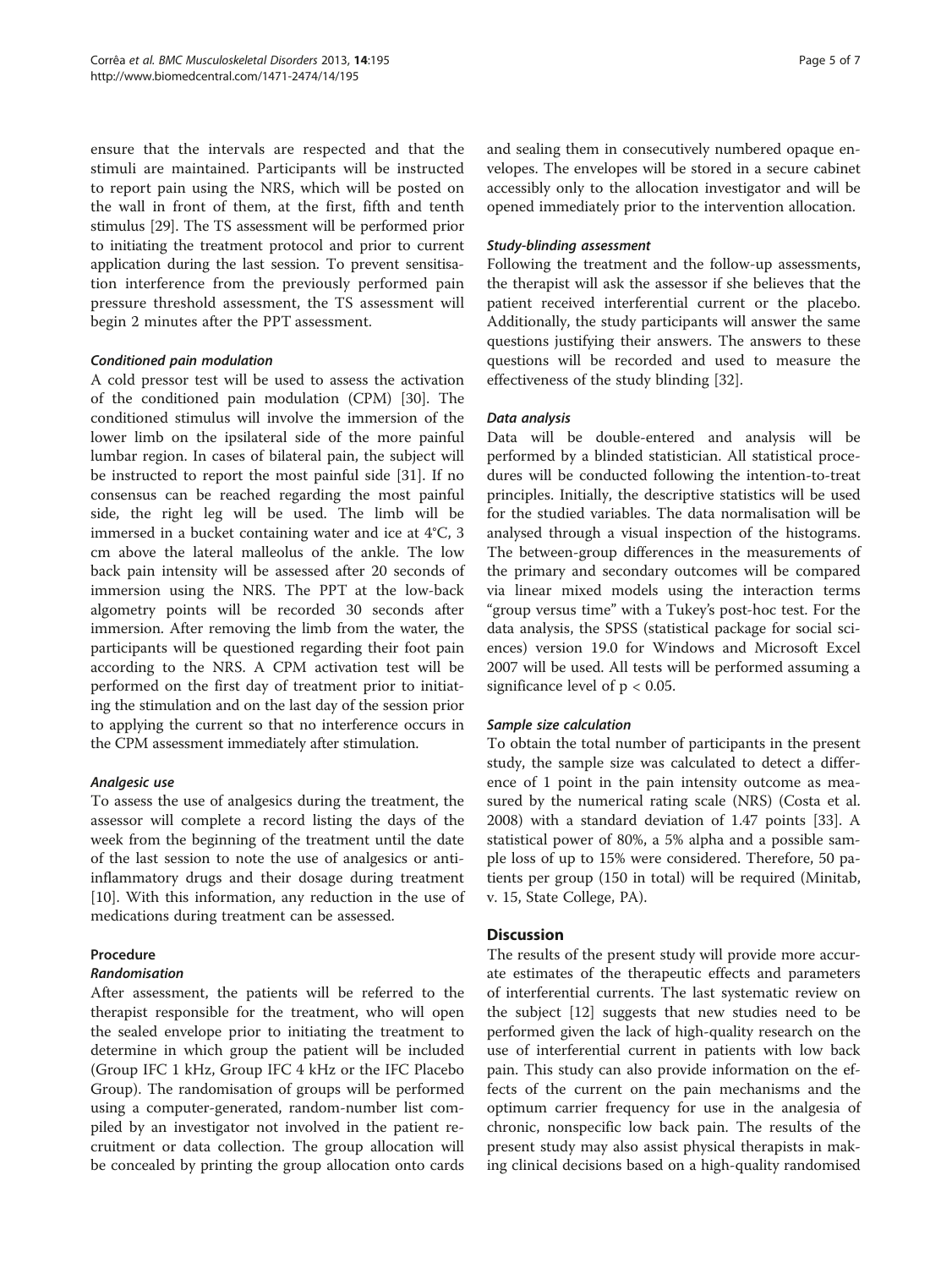ensure that the intervals are respected and that the stimuli are maintained. Participants will be instructed to report pain using the NRS, which will be posted on the wall in front of them, at the first, fifth and tenth stimulus [29]. The TS assessment will be performed prior to initiating the treatment protocol and prior to current application during the last session. To prevent sensitisation interference from the previously performed pain pressure threshold assessment, the TS assessment will begin 2 minutes after the PPT assessment.

#### *Conditioned pain modulation*

A cold pressor test will be used to assess the activation of the conditioned pain modulation (CPM) [30]. The conditioned stimulus will involve the immersion of the lower limb on the ipsilateral side of the more painful lumbar region. In cases of bilateral pain, the subject will be instructed to report the most painful side [31]. If no consensus can be reached regarding the most painful side, the right leg will be used. The limb will be immersed in a bucket containing water and ice at 4°C, 3 cm above the lateral malleolus of the ankle. The low back pain intensity will be assessed after 20 seconds of immersion using the NRS. The PPT at the low-back algometry points will be recorded 30 seconds after immersion. After removing the limb from the water, the participants will be questioned regarding their foot pain according to the NRS. A CPM activation test will be performed on the first day of treatment prior to initiating the stimulation and on the last day of the session prior to applying the current so that no interference occurs in the CPM assessment immediately after stimulation.

#### *Analgesic use*

To assess the use of analgesics during the treatment, the assessor will complete a record listing the days of the week from the beginning of the treatment until the date of the last session to note the use of analgesics or anti-inflammatory drugs and their dosage during treatment [10]. With this information, any reduction in the use of medications during treatment can be assessed.

### Procedure

#### *Randomisation*

After assessment, the patients will be referred to the therapist responsible for the treatment, who will open the sealed envelope prior to initiating the treatment to determine in which group the patient will be included (Group IFC 1 kHz, Group IFC 4 kHz or the IFC Placebo Group). The randomisation of groups will be performed using a computer-generated, random-number list compiled by an investigator not involved in the patient recruitment or data collection. The group allocation will be concealed by printing the group allocation onto cards and sealing them in consecutively numbered opaque envelopes. The envelopes will be stored in a secure cabinet accessibly only to the allocation investigator and will be opened immediately prior to the intervention allocation.

#### *Study-blinding assessment*

Following the treatment and the follow-up assessments, the therapist will ask the assessor if she believes that the patient received interferential current or the placebo. Additionally, the study participants will answer the same questions justifying their answers. The answers to these questions will be recorded and used to measure the effectiveness of the study blinding [32].

#### *Data analysis*

Data will be double-entered and analysis will be performed by a blinded statistician. All statistical procedures will be conducted following the intention-to-treat principles. Initially, the descriptive statistics will be used for the studied variables. The data normalisation will be analysed through a visual inspection of the histograms. The between-group differences in the measurements of the primary and secondary outcomes will be compared via linear mixed models using the interaction terms "group versus time" with a Tukey's post-hoc test. For the data analysis, the SPSS (statistical package for social sciences) version 19.0 for Windows and Microsoft Excel 2007 will be used. All tests will be performed assuming a significance level of $p < 0.05$.

#### *Sample size calculation*

To obtain the total number of participants in the present study, the sample size was calculated to detect a difference of 1 point in the pain intensity outcome as measured by the numerical rating scale (NRS) (Costa et al. 2008) with a standard deviation of 1.47 points [33]. A statistical power of 80%, a 5% alpha and a possible sample loss of up to 15% were considered. Therefore, 50 patients per group (150 in total) will be required (Minitab, v. 15, State College, PA).

## Discussion

The results of the present study will provide more accurate estimates of the therapeutic effects and parameters of interferential currents. The last systematic review on the subject [12] suggests that new studies need to be performed given the lack of high-quality research on the use of interferential current in patients with low back pain. This study can also provide information on the effects of the current on the pain mechanisms and the optimum carrier frequency for use in the analgesia of chronic, nonspecific low back pain. The results of the present study may also assist physical therapists in making clinical decisions based on a high-quality randomised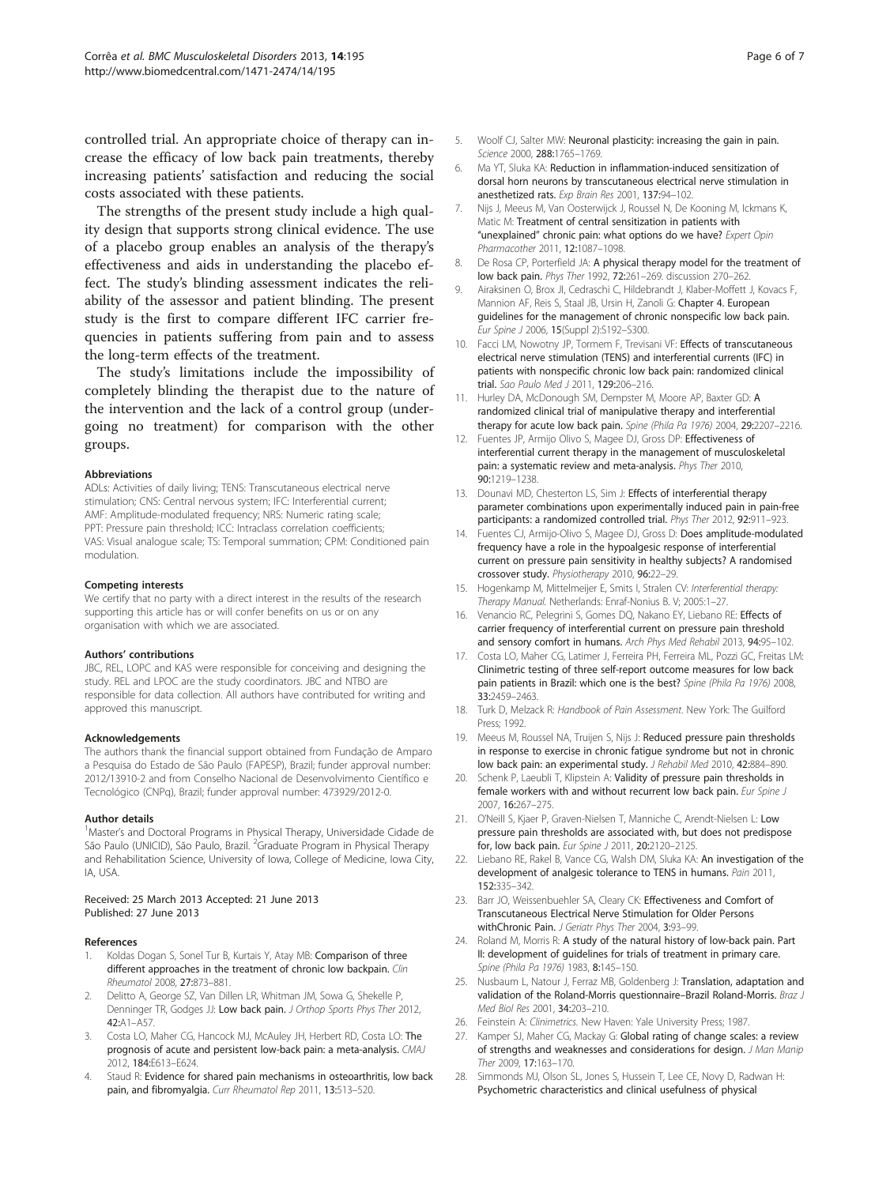controlled trial. An appropriate choice of therapy can increase the efficacy of low back pain treatments, thereby increasing patients' satisfaction and reducing the social costs associated with these patients.

The strengths of the present study include a high quality design that supports strong clinical evidence. The use of a placebo group enables an analysis of the therapy's effectiveness and aids in understanding the placebo effect. The study's blinding assessment indicates the reliability of the assessor and patient blinding. The present study is the first to compare different IFC carrier frequencies in patients suffering from pain and to assess the long-term effects of the treatment.

The study's limitations include the impossibility of completely blinding the therapist due to the nature of the intervention and the lack of a control group (undergoing no treatment) for comparison with the other groups.

#### Abbreviations

ADLs: Activities of daily living; TENS: Transcutaneous electrical nerve stimulation; CNS: Central nervous system; IFC: Interferential current; AMF: Amplitude-modulated frequency; NRS: Numeric rating scale; PPT: Pressure pain threshold; ICC: Intraclass correlation coefficients; VAS: Visual analogue scale; TS: Temporal summation; CPM: Conditioned pain modulation.

#### Competing interests

We certify that no party with a direct interest in the results of the research supporting this article has or will confer benefits on us or on any organisation with which we are associated.

#### Authors' contributions

JBC, REL, LOPC and KAS were responsible for conceiving and designing the study. REL and LPOC are the study coordinators. JBC and NTBO are responsible for data collection. All authors have contributed for writing and approved this manuscript.

#### Acknowledgements

The authors thank the financial support obtained from Fundação de Amparo a Pesquisa do Estado de São Paulo (FAPESP), Brazil; funder approval number: 2012/13910-2 and from Conselho Nacional de Desenvolvimento Científico e Tecnológico (CNPq), Brazil; funder approval number: 473929/2012-0.

#### Author details

[1]Master's and Doctoral Programs in Physical Therapy, Universidade Cidade de São Paulo (UNICID), São Paulo, Brazil. [2]Graduate Program in Physical Therapy and Rehabilitation Science, University of Iowa, College of Medicine, Iowa City, IA, USA.

Received: 25 March 2013 Accepted: 21 June 2013
Published: 27 June 2013

#### References

1. Koldas Dogan S, Sonel Tur B, Kurtais Y, Atay MB: **Comparison of three different approaches in the treatment of chronic low backpain.** *Clin Rheumatol* 2008, **27:**873–881.
2. Delitto A, George SZ, Van Dillen LR, Whitman JM, Sowa G, Shekelle P, Denninger TR, Godges JJ: **Low back pain.** *J Orthop Sports Phys Ther* 2012, **42:**A1–A57.
3. Costa LO, Maher CG, Hancock MJ, McAuley JH, Herbert RD, Costa LO: **The prognosis of acute and persistent low-back pain: a meta-analysis.** *CMAJ* 2012, **184:**E613–E624.
4. Staud R: **Evidence for shared pain mechanisms in osteoarthritis, low back pain, and fibromyalgia.** *Curr Rheumatol Rep* 2011, **13:**513–520.
5. Woolf CJ, Salter MW: **Neuronal plasticity: increasing the gain in pain.** *Science* 2000, **288:**1765–1769.
6. Ma YT, Sluka KA: **Reduction in inflammation-induced sensitization of dorsal horn neurons by transcutaneous electrical nerve stimulation in anesthetized rats.** *Exp Brain Res* 2001, **137:**94–102.
7. Nijs J, Meeus M, Van Oosterwijck J, Roussel N, De Kooning M, Ickmans K, Matic M: **Treatment of central sensitization in patients with "unexplained" chronic pain: what options do we have?** *Expert Opin Pharmacother* 2011, **12:**1087–1098.
8. De Rosa CP, Porterfield JA: **A physical therapy model for the treatment of low back pain.** *Phys Ther* 1992, **72:**261–269. discussion 270–262.
9. Airaksinen O, Brox JI, Cedraschi C, Hildebrandt J, Klaber-Moffett J, Kovacs F, Mannion AF, Reis S, Staal JB, Ursin H, Zanoli G: **Chapter 4. European guidelines for the management of chronic nonspecific low back pain.** *Eur Spine J* 2006, **15**(Suppl 2):S192–S300.
10. Facci LM, Nowotny JP, Tormem F, Trevisani VF: **Effects of transcutaneous electrical nerve stimulation (TENS) and interferential currents (IFC) in patients with nonspecific chronic low back pain: randomized clinical trial.** *Sao Paulo Med J* 2011, **129:**206–216.
11. Hurley DA, McDonough SM, Dempster M, Moore AP, Baxter GD: **A randomized clinical trial of manipulative therapy and interferential therapy for acute low back pain.** *Spine (Phila Pa 1976)* 2004, **29:**2207–2216.
12. Fuentes JP, Armijo Olivo S, Magee DJ, Gross DP: **Effectiveness of interferential current therapy in the management of musculoskeletal pain: a systematic review and meta-analysis.** *Phys Ther* 2010, **90:**1219–1238.
13. Dounavi MD, Chesterton LS, Sim J: **Effects of interferential therapy parameter combinations upon experimentally induced pain in pain-free participants: a randomized controlled trial.** *Phys Ther* 2012, **92:**911–923.
14. Fuentes CJ, Armijo-Olivo S, Magee DJ, Gross D: **Does amplitude-modulated frequency have a role in the hypoalgesic response of interferential current on pressure pain sensitivity in healthy subjects? A randomised crossover study.** *Physiotherapy* 2010, **96:**22–29.
15. Hogenkamp M, Mittelmeijer E, Smits I, Stralen CV: *Interferential therapy: Therapy Manual.* Netherlands: Enraf-Nonius B. V; 2005:1–27.
16. Venancio RC, Pelegrini S, Gomes DQ, Nakano EY, Liebano RE: **Effects of carrier frequency of interferential current on pressure pain threshold and sensory comfort in humans.** *Arch Phys Med Rehabil* 2013, **94:**95–102.
17. Costa LO, Maher CG, Latimer J, Ferreira PH, Ferreira ML, Pozzi GC, Freitas LM: **Clinimetric testing of three self-report outcome measures for low back pain patients in Brazil: which one is the best?** *Spine (Phila Pa 1976)* 2008, **33:**2459–2463.
18. Turk D, Melzack R: *Handbook of Pain Assessment.* New York: The Guilford Press; 1992.
19. Meeus M, Roussel NA, Truijen S, Nijs J: **Reduced pressure pain thresholds in response to exercise in chronic fatigue syndrome but not in chronic low back pain: an experimental study.** *J Rehabil Med* 2010, **42:**884–890.
20. Schenk P, Laeubli T, Klipstein A: **Validity of pressure pain thresholds in female workers with and without recurrent low back pain.** *Eur Spine J* 2007, **16:**267–275.
21. O'Neill S, Kjaer P, Graven-Nielsen T, Manniche C, Arendt-Nielsen L: **Low pressure pain thresholds are associated with, but does not predispose for, low back pain.** *Eur Spine J* 2011, **20:**2120–2125.
22. Liebano RE, Rakel B, Vance CG, Walsh DM, Sluka KA: **An investigation of the development of analgesic tolerance to TENS in humans.** *Pain* 2011, **152:**335–342.
23. Barr JO, Weissenbuehler SA, Cleary CK: **Effectiveness and Comfort of Transcutaneous Electrical Nerve Stimulation for Older Persons withChronic Pain.** *J Geriatr Phys Ther* 2004, **3:**93–99.
24. Roland M, Morris R: **A study of the natural history of low-back pain. Part II: development of guidelines for trials of treatment in primary care.** *Spine (Phila Pa 1976)* 1983, **8:**145–150.
25. Nusbaum L, Natour J, Ferraz MB, Goldenberg J: **Translation, adaptation and validation of the Roland-Morris questionnaire–Brazil Roland-Morris.** *Braz J Med Biol Res* 2001, **34:**203–210.
26. Feinstein A: *Clinimetrics.* New Haven: Yale University Press; 1987.
27. Kamper SJ, Maher CG, Mackay G: **Global rating of change scales: a review of strengths and weaknesses and considerations for design.** *J Man Manip Ther* 2009, **17:**163–170.
28. Simmonds MJ, Olson SL, Jones S, Hussein T, Lee CE, Novy D, Radwan H: **Psychometric characteristics and clinical usefulness of physical**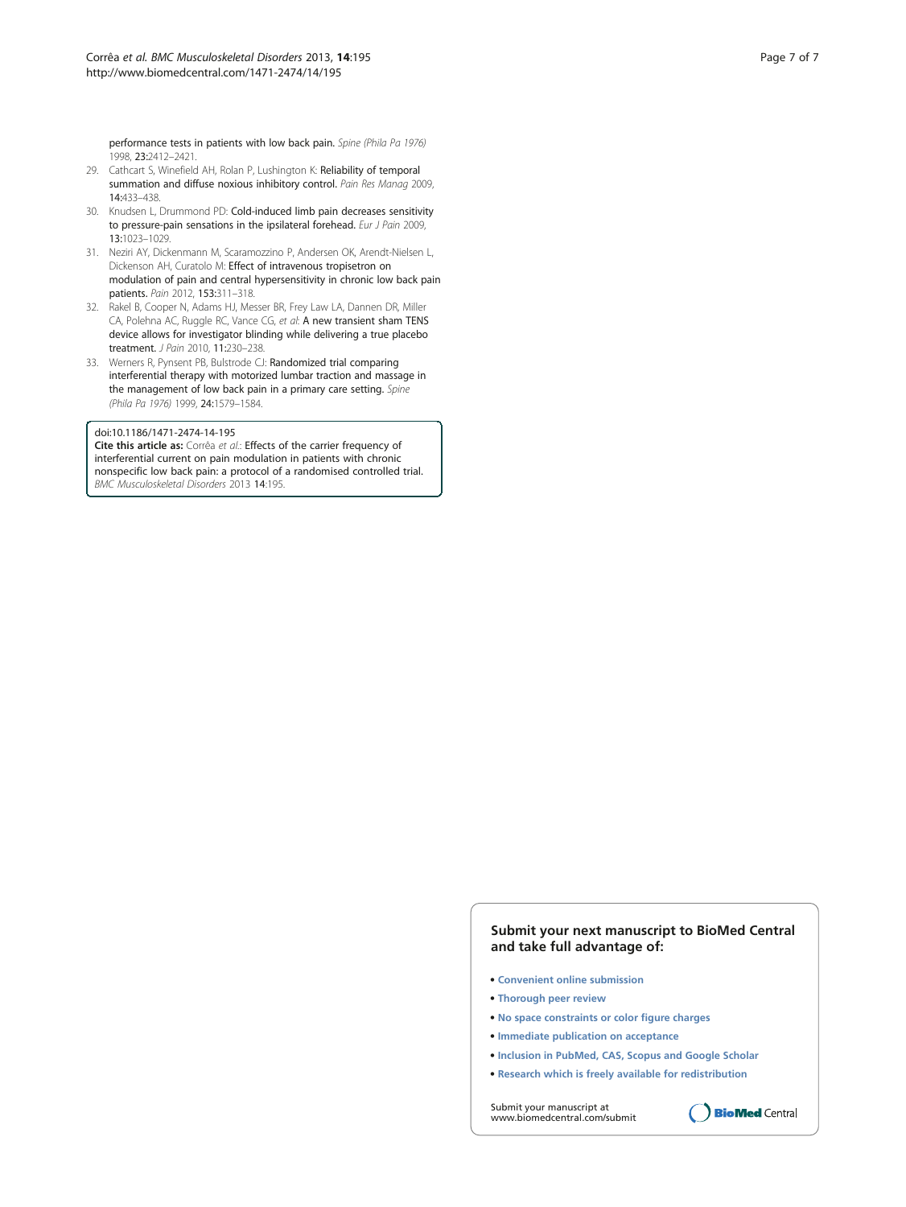performance tests in patients with low back pain. *Spine (Phila Pa 1976)* 1998, **23**:2412–2421.

29. Cathcart S, Winefield AH, Rolan P, Lushington K: **Reliability of temporal summation and diffuse noxious inhibitory control.** *Pain Res Manag* 2009, **14**:433–438.
30. Knudsen L, Drummond PD: **Cold-induced limb pain decreases sensitivity to pressure-pain sensations in the ipsilateral forehead.** *Eur J Pain* 2009, **13**:1023–1029.
31. Neziri AY, Dickenmann M, Scaramozzino P, Andersen OK, Arendt-Nielsen L, Dickenson AH, Curatolo M: **Effect of intravenous tropisetron on modulation of pain and central hypersensitivity in chronic low back pain patients.** *Pain* 2012, **153**:311–318.
32. Rakel B, Cooper N, Adams HJ, Messer BR, Frey Law LA, Dannen DR, Miller CA, Polehna AC, Ruggle RC, Vance CG, *et al*: **A new transient sham TENS device allows for investigator blinding while delivering a true placebo treatment.** *J Pain* 2010, **11**:230–238.
33. Werners R, Pynsent PB, Bulstrode CJ: **Randomized trial comparing interferential therapy with motorized lumbar traction and massage in the management of low back pain in a primary care setting.** *Spine (Phila Pa 1976)* 1999, **24**:1579–1584.

doi:10.1186/1471-2474-14-195
**Cite this article as:** Corrêa *et al.*: Effects of the carrier frequency of interferential current on pain modulation in patients with chronic nonspecific low back pain: a protocol of a randomised controlled trial. *BMC Musculoskeletal Disorders* 2013 **14**:195.

**Submit your next manuscript to BioMed Central and take full advantage of:**

- **Convenient online submission**
- **Thorough peer review**
- **No space constraints or color figure charges**
- **Immediate publication on acceptance**
- **Inclusion in PubMed, CAS, Scopus and Google Scholar**
- **Research which is freely available for redistribution**

Submit your manuscript at
www.biomedcentral.com/submit

**BioMed** Central